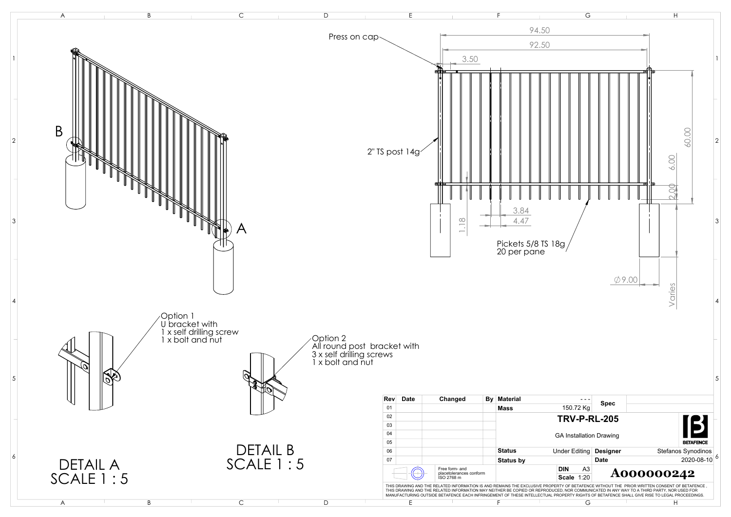Press on cap

94.50

92.50

3.50

2" TS post 14g

60.00

6.00

2.00

1.18

3.84

4.47

Pickets 5/8 TS 18g
20 per pane

∅9.00

Varies

B

A

Option 1
U bracket with
1 x self drilling screw
1 x bolt and nut

Option 2
All round post bracket with
3 x self drilling screws
1 x bolt and nut

DETAIL A
SCALE 1 : 5

DETAIL B
SCALE 1 : 5

| Rev | Date | Changed | By |
|---|---|---|---|
| 01 | | | |
| 02 | | | |
| 03 | | | |
| 04 | | | |
| 05 | | | |
| 06 | | | |
| 07 | | | |

Free form- and placetolerances conform ISO 2768 m

| Material | - - - | Spec | |
|---|---|---|---|
| Mass | 150.72 Kg | | |

**TRV-P-RL-205**

GA Installation Drawing

BETAFENCE

| Status | Under Editing | Designer | Stefanos Synodinos |
|---|---|---|---|
| Status by | | Date | 2020-08-10 |
| DIN | A3 | | |
| Scale | 1:20 | | |

**A000000242**

THIS DRAWING AND THE RELATED INFORMATION IS AND REMAINS THE EXCLUSIVE PROPERTY OF BETAFENCE WITHOUT THE PRIOR WRITTEN CONSENT OF BETAFENCE , THIS DRAWING AND THE RELATED INFORMATION MAY NEITHER BE COPIED OR REPRODUCED, NOR COMMUNICATED IN ANY WAY TO A THIRD PARTY, NOR USED FOR MANUFACTURING OUTSIDE BETAFENCE EACH INFRINGEMENT OF THESE INTELLECTUAL PROPERTY RIGHTS OF BETAFENCE SHALL GIVE RISE TO LEGAL PROCEEDINGS.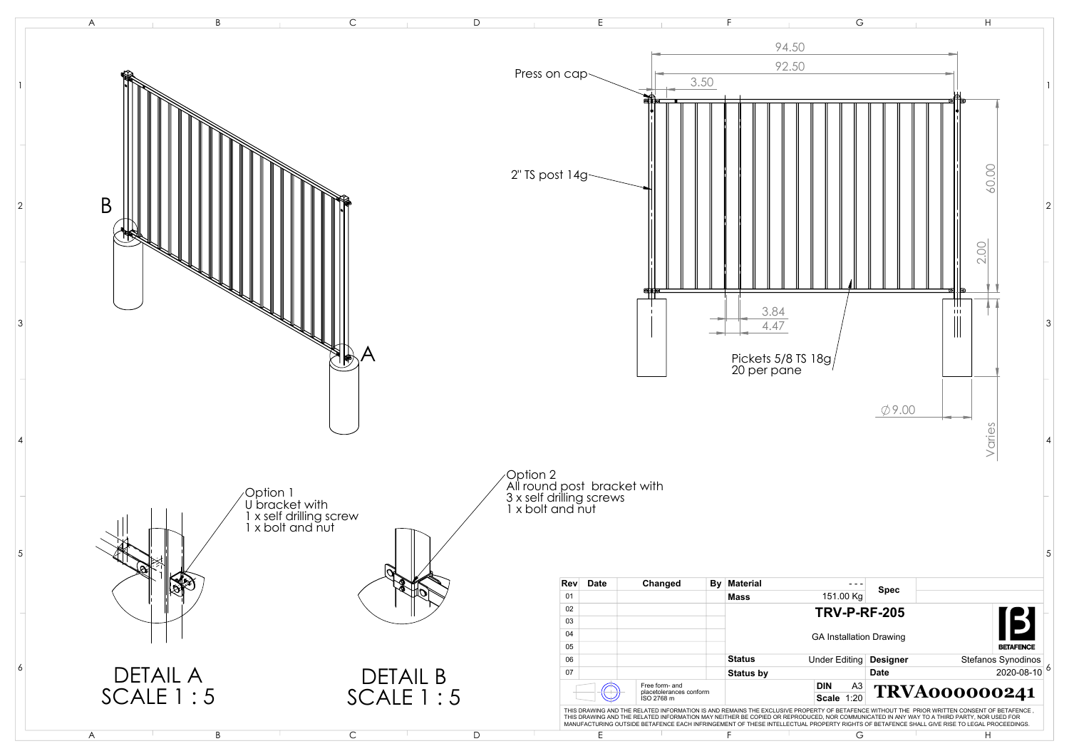Press on cap

2" TS post 14g

94.50

92.50

3.50

60.00

2.00

3.84

4.47

Pickets 5/8 TS 18g
20 per pane

∅9.00

Varies

B

A

Option 1
U bracket with
1 x self drilling screw
1 x bolt and nut

Option 2
All round post bracket with
3 x self drilling screws
1 x bolt and nut

DETAIL A
SCALE 1 : 5

DETAIL B
SCALE 1 : 5

| Rev | Date | Changed | By |
|---|---|---|---|
| 01 | | | |
| 02 | | | |
| 03 | | | |
| 04 | | | |
| 05 | | | |
| 06 | | | |
| 07 | | | |

Free form- and placetolerances conform ISO 2768 m

| Material | - - - | Spec | |
|---|---|---|---|
| Mass | 151.00 Kg | | |
| TRV-P-RF-205 | | | |
| GA Installation Drawing | | | |
| Status | Under Editing | Designer | Stefanos Synodinos |
| Status by | | Date | 2020-08-10 |
| DIN A3 | Scale 1:20 | TRVA000000241 | |

BETAFENCE

THIS DRAWING AND THE RELATED INFORMATION IS AND REMAINS THE EXCLUSIVE PROPERTY OF BETAFENCE WITHOUT THE PRIOR WRITTEN CONSENT OF BETAFENCE, THIS DRAWING AND THE RELATED INFORMATION MAY NEITHER BE COPIED OR REPRODUCED, NOR COMMUNICATED IN ANY WAY TO A THIRD PARTY, NOR USED FOR MANUFACTURING OUTSIDE BETAFENCE EACH INFRINGEMENT OF THESE INTELLECTUAL PROPERTY RIGHTS OF BETAFENCE SHALL GIVE RISE TO LEGAL PROCEEDINGS.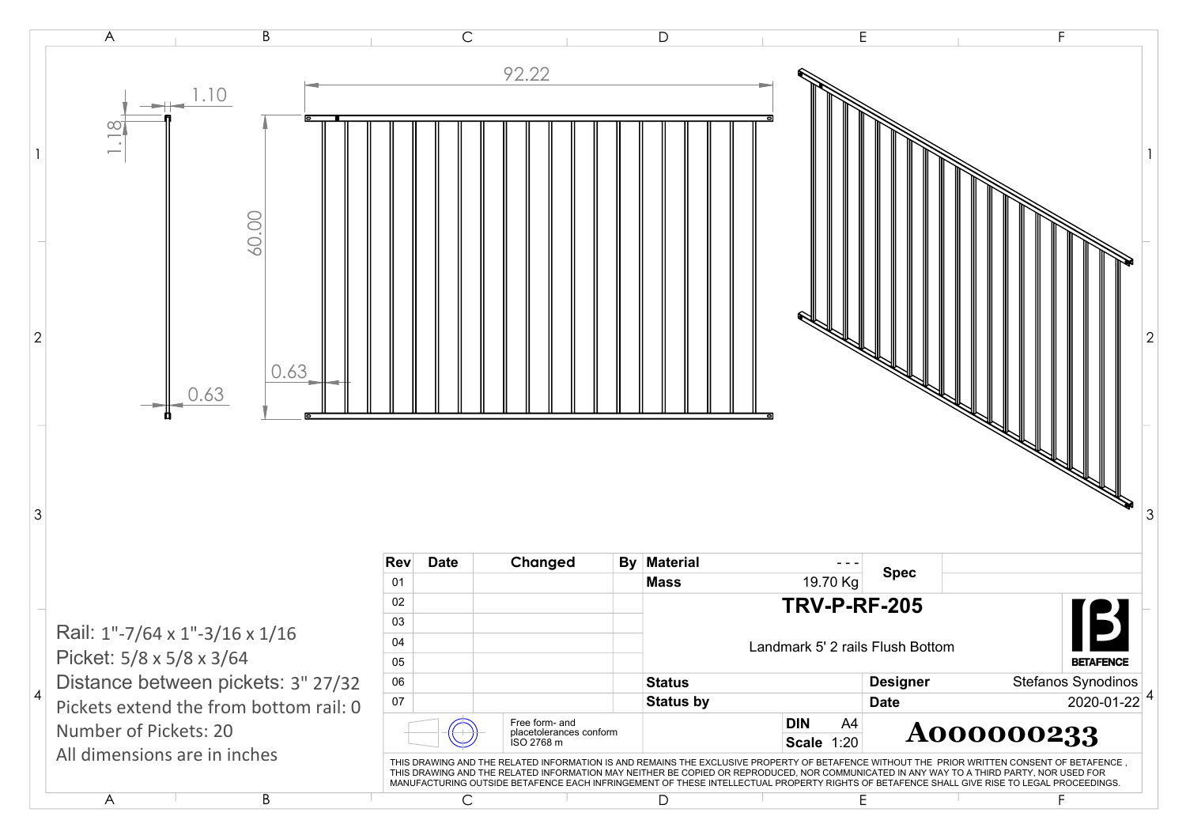1.10

1.18

92.22

60.00

0.63

0.63

Rail: 1"-7/64 x 1"-3/16 x 1/16
Picket: 5/8 x 5/8 x 3/64
Distance between pickets: 3" 27/32
Pickets extend the from bottom rail: 0
Number of Pickets: 20
All dimensions are in inches

| Rev | Date | Changed | By |
|---|---|---|---|
| 01 | | | |
| 02 | | | |
| 03 | | | |
| 04 | | | |
| 05 | | | |
| 06 | | | |
| 07 | | | |

Free form- and placetolerances conform ISO 2768 m

| | | | |
|---|---|---|---|
| Material | - - - | Spec | |
| Mass | 19.70 Kg | | |
| TRV-P-RF-205 | | | |
| Landmark 5' 2 rails Flush Bottom | | | BETAFENCE |
| Status | | Designer | Stefanos Synodinos |
| Status by | | Date | 2020-01-22 |
| DIN A4 | Scale 1:20 | A000000233 | |

THIS DRAWING AND THE RELATED INFORMATION IS AND REMAINS THE EXCLUSIVE PROPERTY OF BETAFENCE WITHOUT THE PRIOR WRITTEN CONSENT OF BETAFENCE , THIS DRAWING AND THE RELATED INFORMATION MAY NEITHER BE COPIED OR REPRODUCED, NOR COMMUNICATED IN ANY WAY TO A THIRD PARTY, NOR USED FOR MANUFACTURING OUTSIDE BETAFENCE EACH INFRINGEMENT OF THESE INTELLECTUAL PROPERTY RIGHTS OF BETAFENCE SHALL GIVE RISE TO LEGAL PROCEEDINGS.